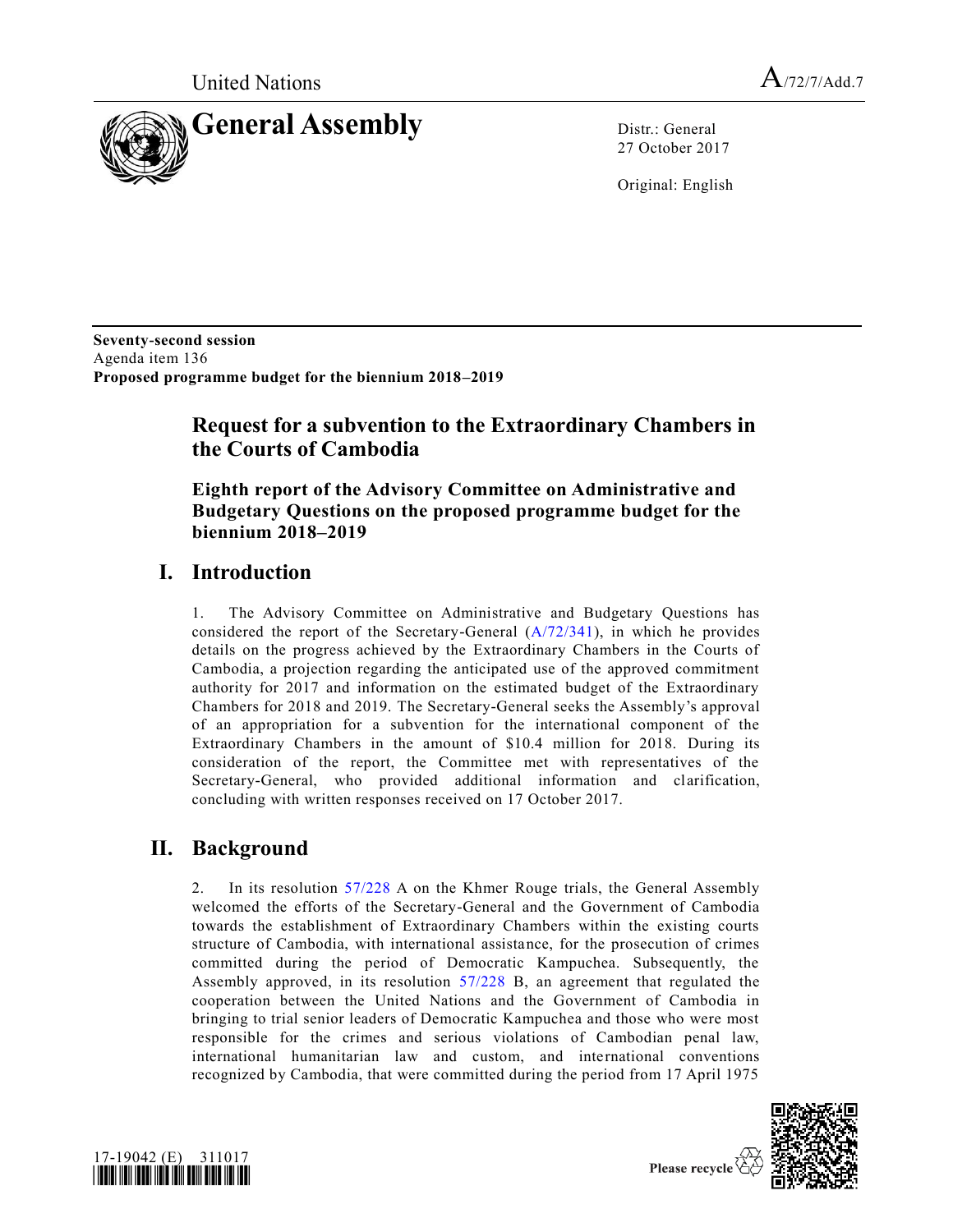United Nations

A/72/7/Add.7

# General Assembly

Distr.: General
27 October 2017

Original: English

**Seventy-second session**
Agenda item 136
**Proposed programme budget for the biennium 2018–2019**

# Request for a subvention to the Extraordinary Chambers in the Courts of Cambodia

## Eighth report of the Advisory Committee on Administrative and Budgetary Questions on the proposed programme budget for the biennium 2018–2019

## I. Introduction

1. The Advisory Committee on Administrative and Budgetary Questions has considered the report of the Secretary-General (A/72/341), in which he provides details on the progress achieved by the Extraordinary Chambers in the Courts of Cambodia, a projection regarding the anticipated use of the approved commitment authority for 2017 and information on the estimated budget of the Extraordinary Chambers for 2018 and 2019. The Secretary-General seeks the Assembly's approval of an appropriation for a subvention for the international component of the Extraordinary Chambers in the amount of $10.4 million for 2018. During its consideration of the report, the Committee met with representatives of the Secretary-General, who provided additional information and clarification, concluding with written responses received on 17 October 2017.

## II. Background

2. In its resolution 57/228 A on the Khmer Rouge trials, the General Assembly welcomed the efforts of the Secretary-General and the Government of Cambodia towards the establishment of Extraordinary Chambers within the existing courts structure of Cambodia, with international assistance, for the prosecution of crimes committed during the period of Democratic Kampuchea. Subsequently, the Assembly approved, in its resolution 57/228 B, an agreement that regulated the cooperation between the United Nations and the Government of Cambodia in bringing to trial senior leaders of Democratic Kampuchea and those who were most responsible for the crimes and serious violations of Cambodian penal law, international humanitarian law and custom, and international conventions recognized by Cambodia, that were committed during the period from 17 April 1975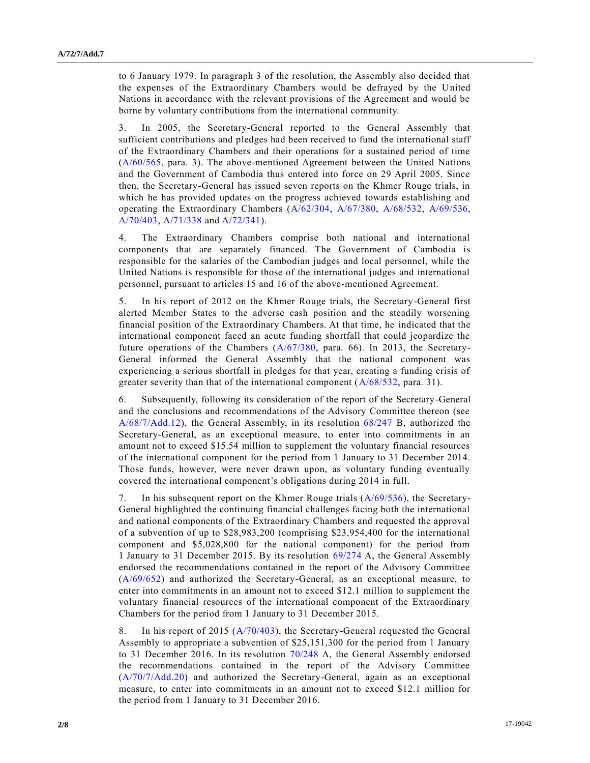to 6 January 1979. In paragraph 3 of the resolution, the Assembly also decided that the expenses of the Extraordinary Chambers would be defrayed by the United Nations in accordance with the relevant provisions of the Agreement and would be borne by voluntary contributions from the international community.

3. In 2005, the Secretary-General reported to the General Assembly that sufficient contributions and pledges had been received to fund the international staff of the Extraordinary Chambers and their operations for a sustained period of time (A/60/565, para. 3). The above-mentioned Agreement between the United Nations and the Government of Cambodia thus entered into force on 29 April 2005. Since then, the Secretary-General has issued seven reports on the Khmer Rouge trials, in which he has provided updates on the progress achieved towards establishing and operating the Extraordinary Chambers (A/62/304, A/67/380, A/68/532, A/69/536, A/70/403, A/71/338 and A/72/341).

4. The Extraordinary Chambers comprise both national and international components that are separately financed. The Government of Cambodia is responsible for the salaries of the Cambodian judges and local personnel, while the United Nations is responsible for those of the international judges and international personnel, pursuant to articles 15 and 16 of the above-mentioned Agreement.

5. In his report of 2012 on the Khmer Rouge trials, the Secretary-General first alerted Member States to the adverse cash position and the steadily worsening financial position of the Extraordinary Chambers. At that time, he indicated that the international component faced an acute funding shortfall that could jeopardize the future operations of the Chambers (A/67/380, para. 66). In 2013, the Secretary-General informed the General Assembly that the national component was experiencing a serious shortfall in pledges for that year, creating a funding crisis of greater severity than that of the international component (A/68/532, para. 31).

6. Subsequently, following its consideration of the report of the Secretary-General and the conclusions and recommendations of the Advisory Committee thereon (see A/68/7/Add.12), the General Assembly, in its resolution 68/247 B, authorized the Secretary-General, as an exceptional measure, to enter into commitments in an amount not to exceed $15.54 million to supplement the voluntary financial resources of the international component for the period from 1 January to 31 December 2014. Those funds, however, were never drawn upon, as voluntary funding eventually covered the international component's obligations during 2014 in full.

7. In his subsequent report on the Khmer Rouge trials (A/69/536), the Secretary-General highlighted the continuing financial challenges facing both the international and national components of the Extraordinary Chambers and requested the approval of a subvention of up to $28,983,200 (comprising $23,954,400 for the international component and $5,028,800 for the national component) for the period from 1 January to 31 December 2015. By its resolution 69/274 A, the General Assembly endorsed the recommendations contained in the report of the Advisory Committee (A/69/652) and authorized the Secretary-General, as an exceptional measure, to enter into commitments in an amount not to exceed $12.1 million to supplement the voluntary financial resources of the international component of the Extraordinary Chambers for the period from 1 January to 31 December 2015.

8. In his report of 2015 (A/70/403), the Secretary-General requested the General Assembly to appropriate a subvention of $25,151,300 for the period from 1 January to 31 December 2016. In its resolution 70/248 A, the General Assembly endorsed the recommendations contained in the report of the Advisory Committee (A/70/7/Add.20) and authorized the Secretary-General, again as an exceptional measure, to enter into commitments in an amount not to exceed $12.1 million for the period from 1 January to 31 December 2016.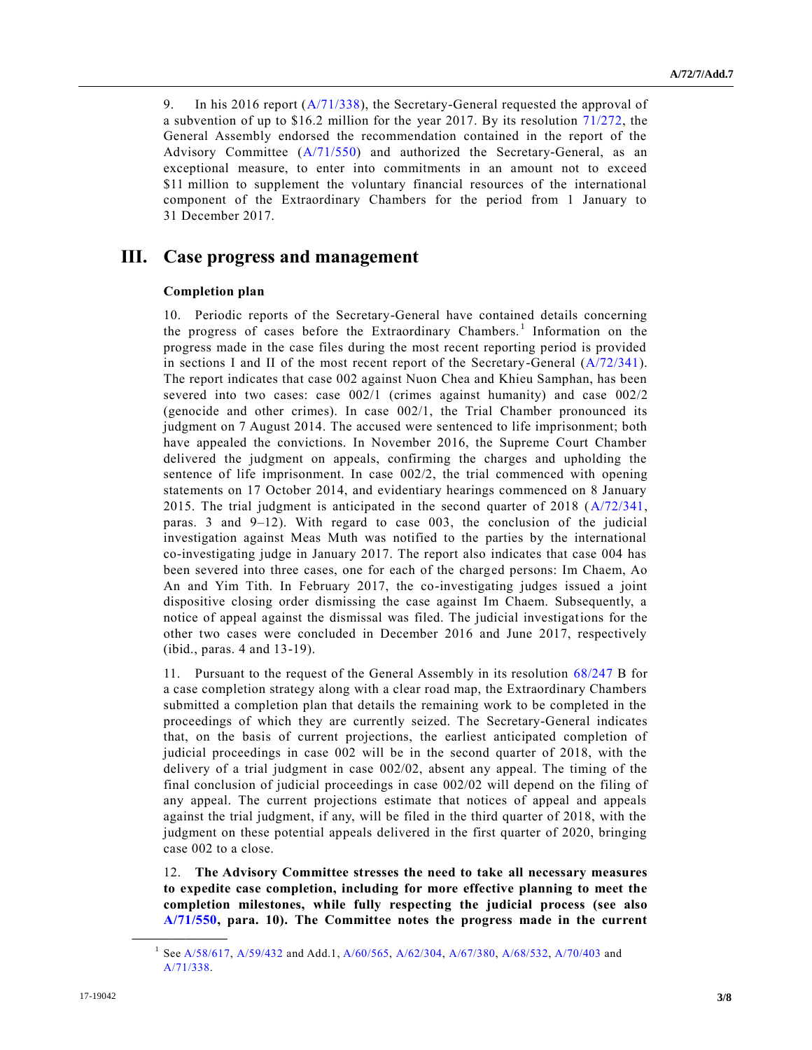9. In his 2016 report (A/71/338), the Secretary-General requested the approval of a subvention of up to $16.2 million for the year 2017. By its resolution 71/272, the General Assembly endorsed the recommendation contained in the report of the Advisory Committee (A/71/550) and authorized the Secretary-General, as an exceptional measure, to enter into commitments in an amount not to exceed $11 million to supplement the voluntary financial resources of the international component of the Extraordinary Chambers for the period from 1 January to 31 December 2017.

## III. Case progress and management

### Completion plan

10. Periodic reports of the Secretary-General have contained details concerning the progress of cases before the Extraordinary Chambers.[1] Information on the progress made in the case files during the most recent reporting period is provided in sections I and II of the most recent report of the Secretary-General (A/72/341). The report indicates that case 002 against Nuon Chea and Khieu Samphan, has been severed into two cases: case 002/1 (crimes against humanity) and case 002/2 (genocide and other crimes). In case 002/1, the Trial Chamber pronounced its judgment on 7 August 2014. The accused were sentenced to life imprisonment; both have appealed the convictions. In November 2016, the Supreme Court Chamber delivered the judgment on appeals, confirming the charges and upholding the sentence of life imprisonment. In case 002/2, the trial commenced with opening statements on 17 October 2014, and evidentiary hearings commenced on 8 January 2015. The trial judgment is anticipated in the second quarter of 2018 (A/72/341, paras. 3 and 9–12). With regard to case 003, the conclusion of the judicial investigation against Meas Muth was notified to the parties by the international co-investigating judge in January 2017. The report also indicates that case 004 has been severed into three cases, one for each of the charged persons: Im Chaem, Ao An and Yim Tith. In February 2017, the co-investigating judges issued a joint dispositive closing order dismissing the case against Im Chaem. Subsequently, a notice of appeal against the dismissal was filed. The judicial investigations for the other two cases were concluded in December 2016 and June 2017, respectively (ibid., paras. 4 and 13-19).

11. Pursuant to the request of the General Assembly in its resolution 68/247 B for a case completion strategy along with a clear road map, the Extraordinary Chambers submitted a completion plan that details the remaining work to be completed in the proceedings of which they are currently seized. The Secretary-General indicates that, on the basis of current projections, the earliest anticipated completion of judicial proceedings in case 002 will be in the second quarter of 2018, with the delivery of a trial judgment in case 002/02, absent any appeal. The timing of the final conclusion of judicial proceedings in case 002/02 will depend on the filing of any appeal. The current projections estimate that notices of appeal and appeals against the trial judgment, if any, will be filed in the third quarter of 2018, with the judgment on these potential appeals delivered in the first quarter of 2020, bringing case 002 to a close.

12. **The Advisory Committee stresses the need to take all necessary measures to expedite case completion, including for more effective planning to meet the completion milestones, while fully respecting the judicial process (see also A/71/550, para. 10). The Committee notes the progress made in the current**

[1] See A/58/617, A/59/432 and Add.1, A/60/565, A/62/304, A/67/380, A/68/532, A/70/403 and A/71/338.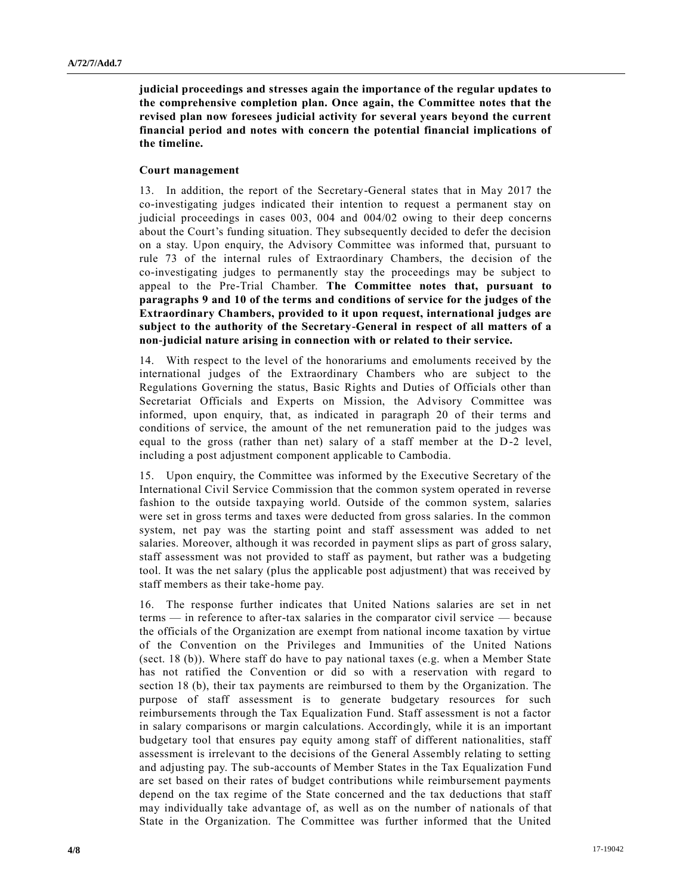**judicial proceedings and stresses again the importance of the regular updates to the comprehensive completion plan. Once again, the Committee notes that the revised plan now foresees judicial activity for several years beyond the current financial period and notes with concern the potential financial implications of the timeline.**

### Court management

13. In addition, the report of the Secretary-General states that in May 2017 the co-investigating judges indicated their intention to request a permanent stay on judicial proceedings in cases 003, 004 and 004/02 owing to their deep concerns about the Court's funding situation. They subsequently decided to defer the decision on a stay. Upon enquiry, the Advisory Committee was informed that, pursuant to rule 73 of the internal rules of Extraordinary Chambers, the decision of the co-investigating judges to permanently stay the proceedings may be subject to appeal to the Pre-Trial Chamber. **The Committee notes that, pursuant to paragraphs 9 and 10 of the terms and conditions of service for the judges of the Extraordinary Chambers, provided to it upon request, international judges are subject to the authority of the Secretary-General in respect of all matters of a non-judicial nature arising in connection with or related to their service.**

14. With respect to the level of the honorariums and emoluments received by the international judges of the Extraordinary Chambers who are subject to the Regulations Governing the status, Basic Rights and Duties of Officials other than Secretariat Officials and Experts on Mission, the Advisory Committee was informed, upon enquiry, that, as indicated in paragraph 20 of their terms and conditions of service, the amount of the net remuneration paid to the judges was equal to the gross (rather than net) salary of a staff member at the D-2 level, including a post adjustment component applicable to Cambodia.

15. Upon enquiry, the Committee was informed by the Executive Secretary of the International Civil Service Commission that the common system operated in reverse fashion to the outside taxpaying world. Outside of the common system, salaries were set in gross terms and taxes were deducted from gross salaries. In the common system, net pay was the starting point and staff assessment was added to net salaries. Moreover, although it was recorded in payment slips as part of gross salary, staff assessment was not provided to staff as payment, but rather was a budgeting tool. It was the net salary (plus the applicable post adjustment) that was received by staff members as their take-home pay.

16. The response further indicates that United Nations salaries are set in net terms — in reference to after-tax salaries in the comparator civil service — because the officials of the Organization are exempt from national income taxation by virtue of the Convention on the Privileges and Immunities of the United Nations (sect. 18 (b)). Where staff do have to pay national taxes (e.g. when a Member State has not ratified the Convention or did so with a reservation with regard to section 18 (b), their tax payments are reimbursed to them by the Organization. The purpose of staff assessment is to generate budgetary resources for such reimbursements through the Tax Equalization Fund. Staff assessment is not a factor in salary comparisons or margin calculations. Accordingly, while it is an important budgetary tool that ensures pay equity among staff of different nationalities, staff assessment is irrelevant to the decisions of the General Assembly relating to setting and adjusting pay. The sub-accounts of Member States in the Tax Equalization Fund are set based on their rates of budget contributions while reimbursement payments depend on the tax regime of the State concerned and the tax deductions that staff may individually take advantage of, as well as on the number of nationals of that State in the Organization. The Committee was further informed that the United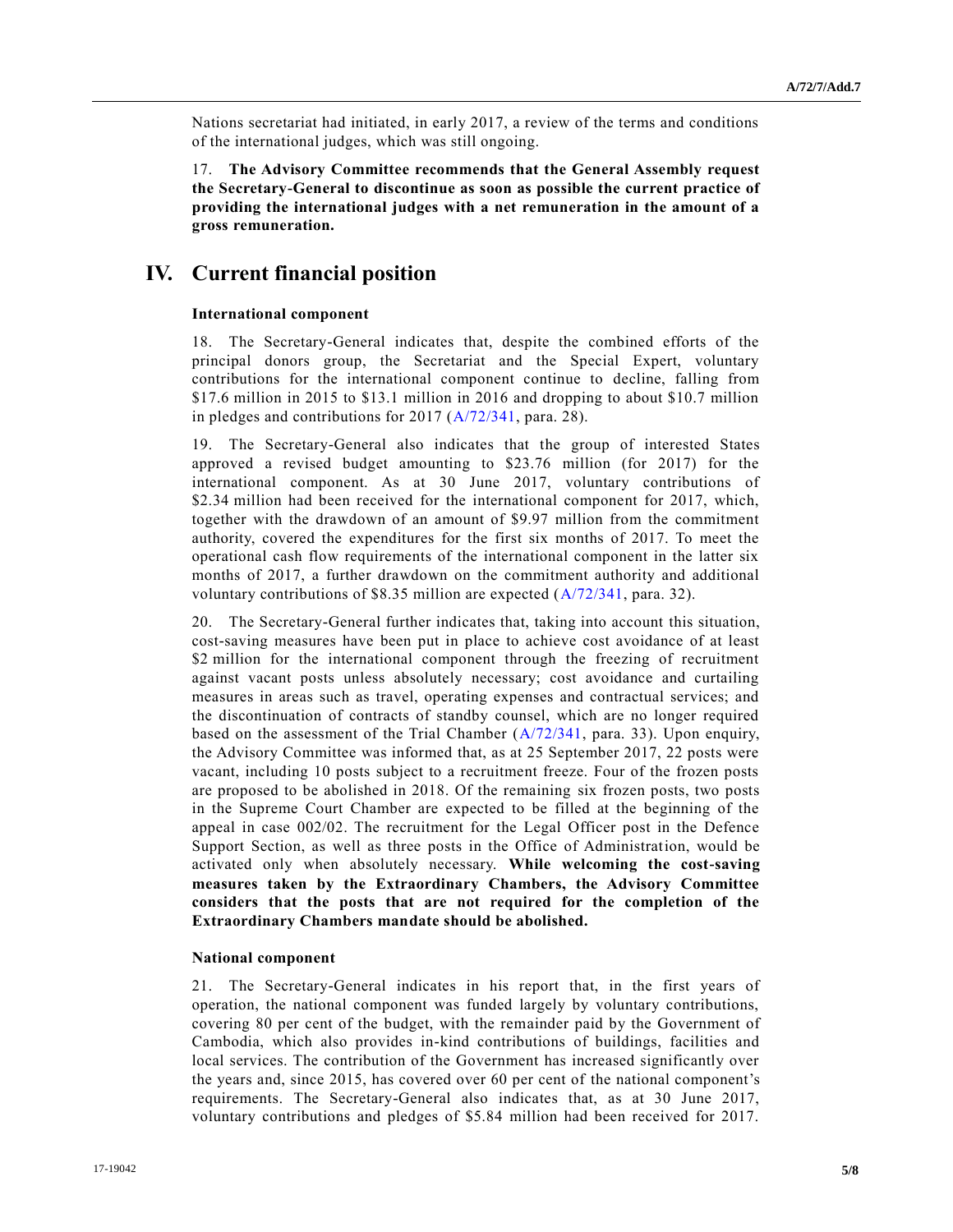Nations secretariat had initiated, in early 2017, a review of the terms and conditions of the international judges, which was still ongoing.

17. **The Advisory Committee recommends that the General Assembly request the Secretary-General to discontinue as soon as possible the current practice of providing the international judges with a net remuneration in the amount of a gross remuneration.**

# IV. Current financial position

### International component

18. The Secretary-General indicates that, despite the combined efforts of the principal donors group, the Secretariat and the Special Expert, voluntary contributions for the international component continue to decline, falling from $17.6 million in 2015 to $13.1 million in 2016 and dropping to about $10.7 million in pledges and contributions for 2017 (A/72/341, para. 28).

19. The Secretary-General also indicates that the group of interested States approved a revised budget amounting to $23.76 million (for 2017) for the international component. As at 30 June 2017, voluntary contributions of $2.34 million had been received for the international component for 2017, which, together with the drawdown of an amount of $9.97 million from the commitment authority, covered the expenditures for the first six months of 2017. To meet the operational cash flow requirements of the international component in the latter six months of 2017, a further drawdown on the commitment authority and additional voluntary contributions of $8.35 million are expected (A/72/341, para. 32).

20. The Secretary-General further indicates that, taking into account this situation, cost-saving measures have been put in place to achieve cost avoidance of at least $2 million for the international component through the freezing of recruitment against vacant posts unless absolutely necessary; cost avoidance and curtailing measures in areas such as travel, operating expenses and contractual services; and the discontinuation of contracts of standby counsel, which are no longer required based on the assessment of the Trial Chamber (A/72/341, para. 33). Upon enquiry, the Advisory Committee was informed that, as at 25 September 2017, 22 posts were vacant, including 10 posts subject to a recruitment freeze. Four of the frozen posts are proposed to be abolished in 2018. Of the remaining six frozen posts, two posts in the Supreme Court Chamber are expected to be filled at the beginning of the appeal in case 002/02. The recruitment for the Legal Officer post in the Defence Support Section, as well as three posts in the Office of Administration, would be activated only when absolutely necessary. **While welcoming the cost-saving measures taken by the Extraordinary Chambers, the Advisory Committee considers that the posts that are not required for the completion of the Extraordinary Chambers mandate should be abolished.**

### National component

21. The Secretary-General indicates in his report that, in the first years of operation, the national component was funded largely by voluntary contributions, covering 80 per cent of the budget, with the remainder paid by the Government of Cambodia, which also provides in-kind contributions of buildings, facilities and local services. The contribution of the Government has increased significantly over the years and, since 2015, has covered over 60 per cent of the national component's requirements. The Secretary-General also indicates that, as at 30 June 2017, voluntary contributions and pledges of $5.84 million had been received for 2017.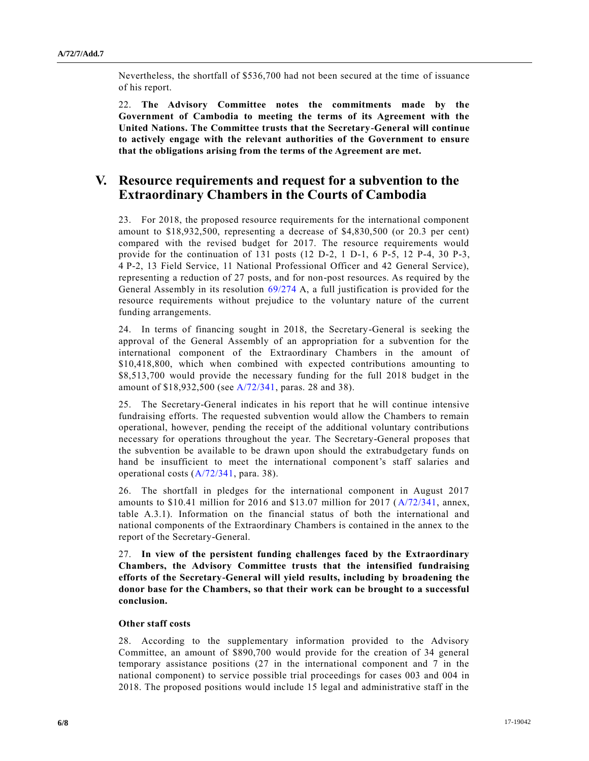Nevertheless, the shortfall of $536,700 had not been secured at the time of issuance of his report.

22. **The Advisory Committee notes the commitments made by the Government of Cambodia to meeting the terms of its Agreement with the United Nations. The Committee trusts that the Secretary-General will continue to actively engage with the relevant authorities of the Government to ensure that the obligations arising from the terms of the Agreement are met.**

# V. Resource requirements and request for a subvention to the Extraordinary Chambers in the Courts of Cambodia

23. For 2018, the proposed resource requirements for the international component amount to $18,932,500, representing a decrease of $4,830,500 (or 20.3 per cent) compared with the revised budget for 2017. The resource requirements would provide for the continuation of 131 posts (12 D-2, 1 D-1, 6 P-5, 12 P-4, 30 P-3, 4 P-2, 13 Field Service, 11 National Professional Officer and 42 General Service), representing a reduction of 27 posts, and for non-post resources. As required by the General Assembly in its resolution 69/274 A, a full justification is provided for the resource requirements without prejudice to the voluntary nature of the current funding arrangements.

24. In terms of financing sought in 2018, the Secretary-General is seeking the approval of the General Assembly of an appropriation for a subvention for the international component of the Extraordinary Chambers in the amount of $10,418,800, which when combined with expected contributions amounting to $8,513,700 would provide the necessary funding for the full 2018 budget in the amount of $18,932,500 (see A/72/341, paras. 28 and 38).

25. The Secretary-General indicates in his report that he will continue intensive fundraising efforts. The requested subvention would allow the Chambers to remain operational, however, pending the receipt of the additional voluntary contributions necessary for operations throughout the year. The Secretary-General proposes that the subvention be available to be drawn upon should the extrabudgetary funds on hand be insufficient to meet the international component's staff salaries and operational costs (A/72/341, para. 38).

26. The shortfall in pledges for the international component in August 2017 amounts to $10.41 million for 2016 and $13.07 million for 2017 (A/72/341, annex, table A.3.1). Information on the financial status of both the international and national components of the Extraordinary Chambers is contained in the annex to the report of the Secretary-General.

27. **In view of the persistent funding challenges faced by the Extraordinary Chambers, the Advisory Committee trusts that the intensified fundraising efforts of the Secretary-General will yield results, including by broadening the donor base for the Chambers, so that their work can be brought to a successful conclusion.**

### Other staff costs

28. According to the supplementary information provided to the Advisory Committee, an amount of $890,700 would provide for the creation of 34 general temporary assistance positions (27 in the international component and 7 in the national component) to service possible trial proceedings for cases 003 and 004 in 2018. The proposed positions would include 15 legal and administrative staff in the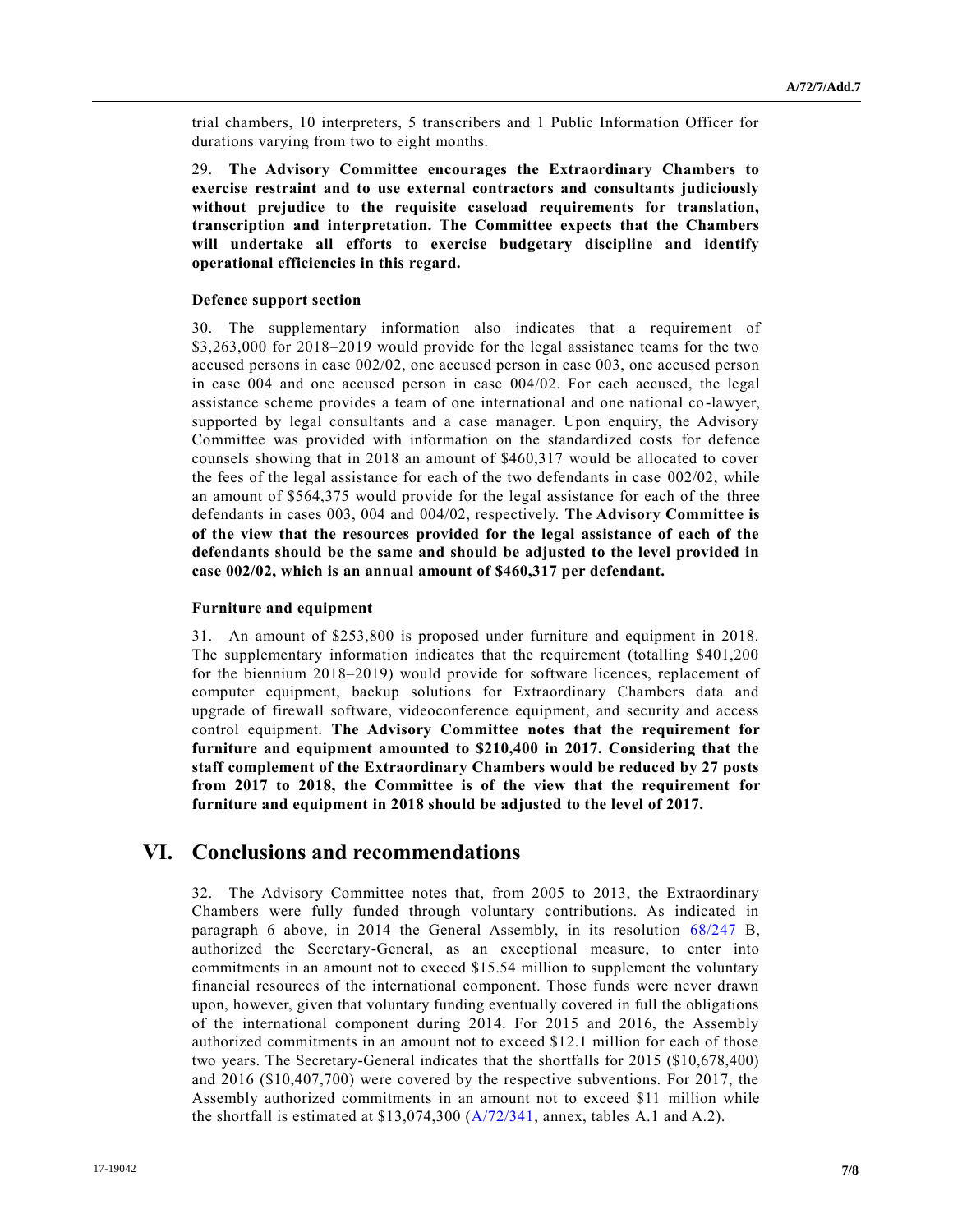trial chambers, 10 interpreters, 5 transcribers and 1 Public Information Officer for durations varying from two to eight months.

29. **The Advisory Committee encourages the Extraordinary Chambers to exercise restraint and to use external contractors and consultants judiciously without prejudice to the requisite caseload requirements for translation, transcription and interpretation. The Committee expects that the Chambers will undertake all efforts to exercise budgetary discipline and identify operational efficiencies in this regard.**

#### Defence support section

30. The supplementary information also indicates that a requirement of \$3,263,000 for 2018–2019 would provide for the legal assistance teams for the two accused persons in case 002/02, one accused person in case 003, one accused person in case 004 and one accused person in case 004/02. For each accused, the legal assistance scheme provides a team of one international and one national co-lawyer, supported by legal consultants and a case manager. Upon enquiry, the Advisory Committee was provided with information on the standardized costs for defence counsels showing that in 2018 an amount of \$460,317 would be allocated to cover the fees of the legal assistance for each of the two defendants in case 002/02, while an amount of \$564,375 would provide for the legal assistance for each of the three defendants in cases 003, 004 and 004/02, respectively. **The Advisory Committee is of the view that the resources provided for the legal assistance of each of the defendants should be the same and should be adjusted to the level provided in case 002/02, which is an annual amount of \$460,317 per defendant.**

#### Furniture and equipment

31. An amount of \$253,800 is proposed under furniture and equipment in 2018. The supplementary information indicates that the requirement (totalling \$401,200 for the biennium 2018–2019) would provide for software licences, replacement of computer equipment, backup solutions for Extraordinary Chambers data and upgrade of firewall software, videoconference equipment, and security and access control equipment. **The Advisory Committee notes that the requirement for furniture and equipment amounted to \$210,400 in 2017. Considering that the staff complement of the Extraordinary Chambers would be reduced by 27 posts from 2017 to 2018, the Committee is of the view that the requirement for furniture and equipment in 2018 should be adjusted to the level of 2017.**

## VI. Conclusions and recommendations

32. The Advisory Committee notes that, from 2005 to 2013, the Extraordinary Chambers were fully funded through voluntary contributions. As indicated in paragraph 6 above, in 2014 the General Assembly, in its resolution 68/247 B, authorized the Secretary-General, as an exceptional measure, to enter into commitments in an amount not to exceed \$15.54 million to supplement the voluntary financial resources of the international component. Those funds were never drawn upon, however, given that voluntary funding eventually covered in full the obligations of the international component during 2014. For 2015 and 2016, the Assembly authorized commitments in an amount not to exceed \$12.1 million for each of those two years. The Secretary-General indicates that the shortfalls for 2015 (\$10,678,400) and 2016 (\$10,407,700) were covered by the respective subventions. For 2017, the Assembly authorized commitments in an amount not to exceed \$11 million while the shortfall is estimated at \$13,074,300 (A/72/341, annex, tables A.1 and A.2).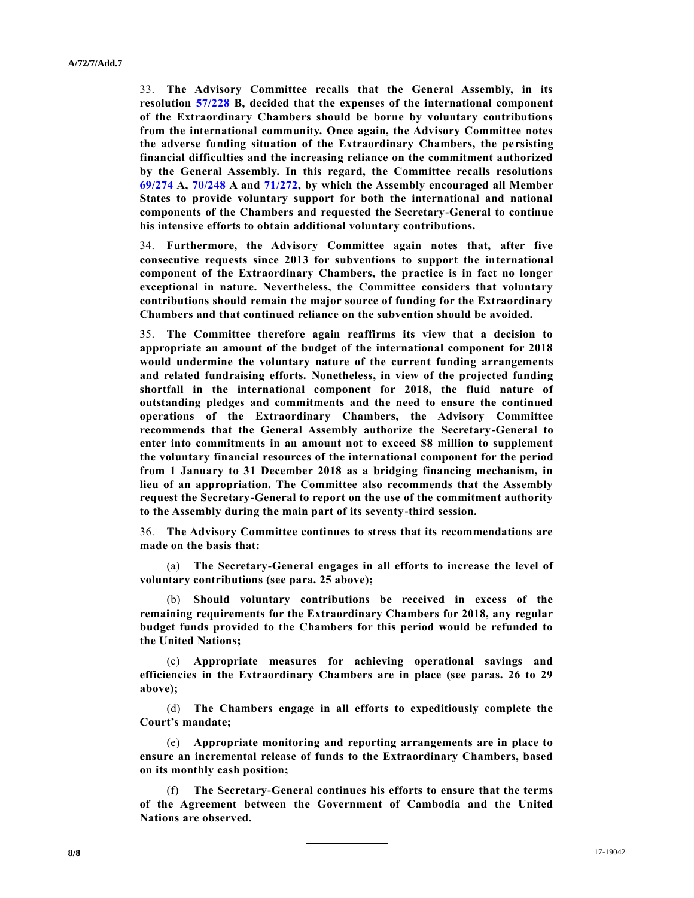33. **The Advisory Committee recalls that the General Assembly, in its resolution 57/228 B, decided that the expenses of the international component of the Extraordinary Chambers should be borne by voluntary contributions from the international community. Once again, the Advisory Committee notes the adverse funding situation of the Extraordinary Chambers, the persisting financial difficulties and the increasing reliance on the commitment authorized by the General Assembly. In this regard, the Committee recalls resolutions 69/274 A, 70/248 A and 71/272, by which the Assembly encouraged all Member States to provide voluntary support for both the international and national components of the Chambers and requested the Secretary-General to continue his intensive efforts to obtain additional voluntary contributions.**

34. **Furthermore, the Advisory Committee again notes that, after five consecutive requests since 2013 for subventions to support the international component of the Extraordinary Chambers, the practice is in fact no longer exceptional in nature. Nevertheless, the Committee considers that voluntary contributions should remain the major source of funding for the Extraordinary Chambers and that continued reliance on the subvention should be avoided.**

35. **The Committee therefore again reaffirms its view that a decision to appropriate an amount of the budget of the international component for 2018 would undermine the voluntary nature of the current funding arrangements and related fundraising efforts. Nonetheless, in view of the projected funding shortfall in the international component for 2018, the fluid nature of outstanding pledges and commitments and the need to ensure the continued operations of the Extraordinary Chambers, the Advisory Committee recommends that the General Assembly authorize the Secretary-General to enter into commitments in an amount not to exceed $8 million to supplement the voluntary financial resources of the international component for the period from 1 January to 31 December 2018 as a bridging financing mechanism, in lieu of an appropriation. The Committee also recommends that the Assembly request the Secretary-General to report on the use of the commitment authority to the Assembly during the main part of its seventy-third session.**

36. **The Advisory Committee continues to stress that its recommendations are made on the basis that:**

(a) **The Secretary-General engages in all efforts to increase the level of voluntary contributions (see para. 25 above);**

(b) **Should voluntary contributions be received in excess of the remaining requirements for the Extraordinary Chambers for 2018, any regular budget funds provided to the Chambers for this period would be refunded to the United Nations;**

(c) **Appropriate measures for achieving operational savings and efficiencies in the Extraordinary Chambers are in place (see paras. 26 to 29 above);**

(d) **The Chambers engage in all efforts to expeditiously complete the Court's mandate;**

(e) **Appropriate monitoring and reporting arrangements are in place to ensure an incremental release of funds to the Extraordinary Chambers, based on its monthly cash position;**

(f) **The Secretary-General continues his efforts to ensure that the terms of the Agreement between the Government of Cambodia and the United Nations are observed.**